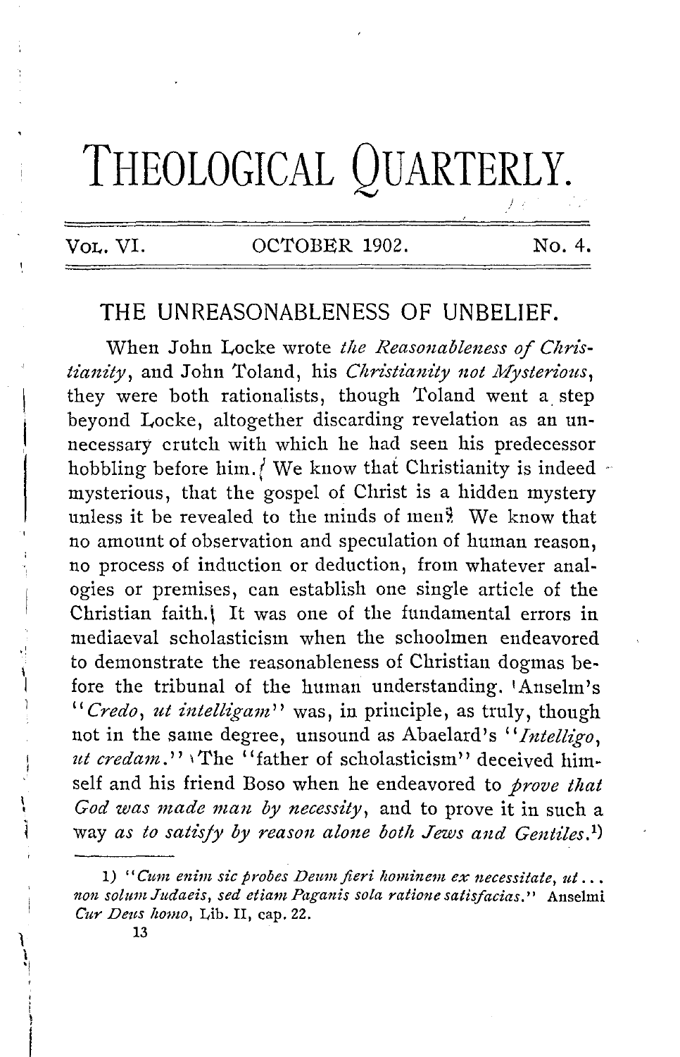# THEOLOGICAL QUARTERLY.

VOL. VI. OCTOBER 1902. No. 4.

## THE UNREASONABLENESS OF UNBELIEF.

When John Locke wrote *the Reasonableness of Christianity*, and John Toland, his *Christianity not Mysterious*, they were both rationalists, though Toland went a step beyond Locke, altogether discarding revelation as an unnecessary crutch with which he had seen his predecessor hobbling before him. We know that Christianity is indeed mysterious, that the gospel of Christ is a hidden mystery unless it be revealed to the minds of men. We know that no amount of observation and speculation of human reason, no process of induction or deduction, from whatever analogies or premises, can establish one single article of the Christian faith. It was one of the fundamental errors in mediaeval scholasticism when the schoolmen endeavored to demonstrate the reasonableness of Christian dogmas before the tribunal of the human understanding. Anselm's "*Credo, ut intelligam*" was, in principle, as truly, though not in the same degree, unsound as Abaelard's "*Intelligo, ut credam*." The "father of scholasticism" deceived himself and his friend Boso when he endeavored to *prove that God was made man by necessity*, and to prove it in such a way *as to satisfy by reason alone both Jews and Gentiles*.[1)]

1) "*Cum enim sic probes Deum fieri hominem ex necessitate, ut... non solum Judaeis, sed etiam Paganis sola ratione satisfacias.*" Anselmi *Cur Deus homo*, Lib. II, cap. 22.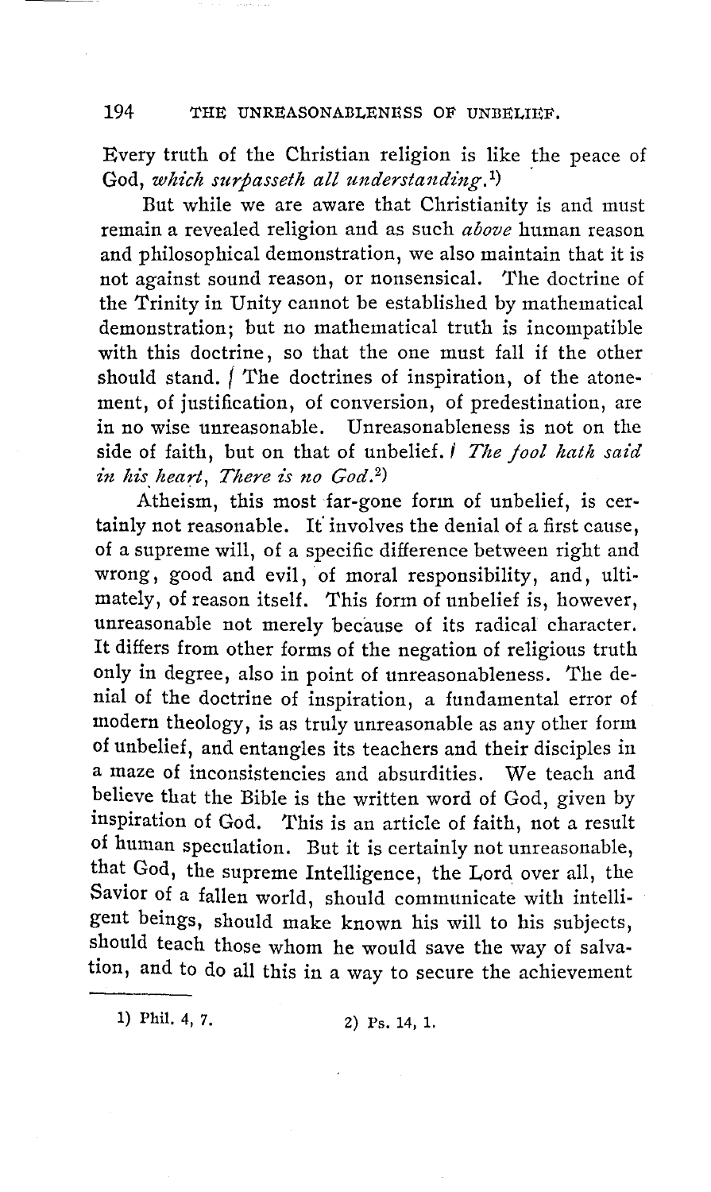Every truth of the Christian religion is like the peace of God, *which surpasseth all understanding.*[1])

But while we are aware that Christianity is and must remain a revealed religion and as such *above* human reason and philosophical demonstration, we also maintain that it is not against sound reason, or nonsensical. The doctrine of the Trinity in Unity cannot be established by mathematical demonstration; but no mathematical truth is incompatible with this doctrine, so that the one must fall if the other should stand. The doctrines of inspiration, of the atonement, of justification, of conversion, of predestination, are in no wise unreasonable. Unreasonableness is not on the side of faith, but on that of unbelief. *The fool hath said in his heart, There is no God.*[2])

Atheism, this most far-gone form of unbelief, is certainly not reasonable. It involves the denial of a first cause, of a supreme will, of a specific difference between right and wrong, good and evil, of moral responsibility, and, ultimately, of reason itself. This form of unbelief is, however, unreasonable not merely because of its radical character. It differs from other forms of the negation of religious truth only in degree, also in point of unreasonableness. The denial of the doctrine of inspiration, a fundamental error of modern theology, is as truly unreasonable as any other form of unbelief, and entangles its teachers and their disciples in a maze of inconsistencies and absurdities. We teach and believe that the Bible is the written word of God, given by inspiration of God. This is an article of faith, not a result of human speculation. But it is certainly not unreasonable, that God, the supreme Intelligence, the Lord over all, the Savior of a fallen world, should communicate with intelligent beings, should make known his will to his subjects, should teach those whom he would save the way of salvation, and to do all this in a way to secure the achievement

---

1) Phil. 4, 7.  2) Ps. 14, 1.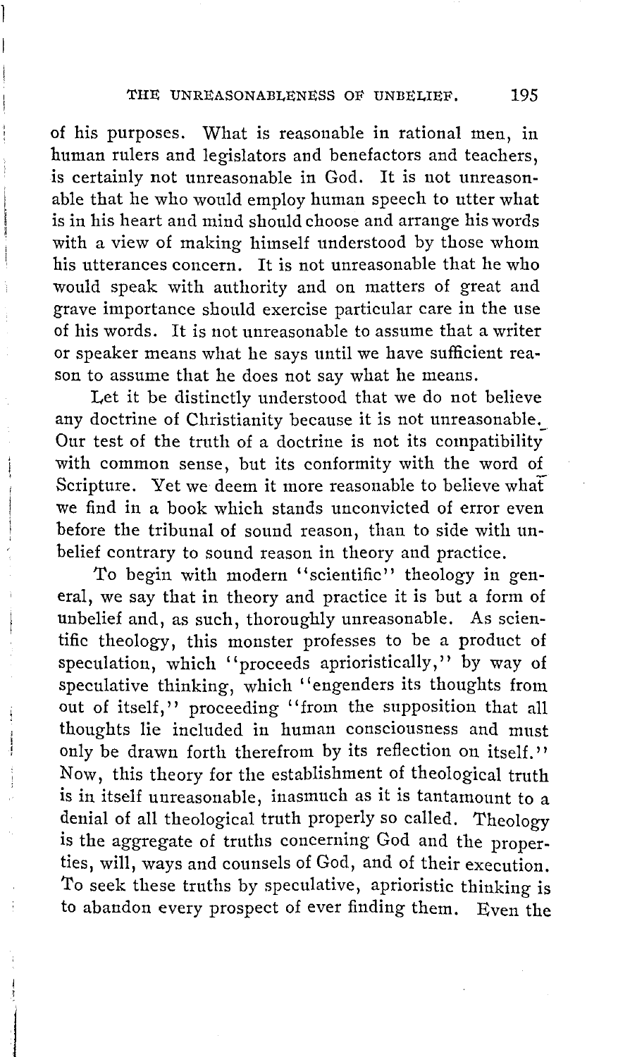of his purposes. What is reasonable in rational men, in human rulers and legislators and benefactors and teachers, is certainly not unreasonable in God. It is not unreasonable that he who would employ human speech to utter what is in his heart and mind should choose and arrange his words with a view of making himself understood by those whom his utterances concern. It is not unreasonable that he who would speak with authority and on matters of great and grave importance should exercise particular care in the use of his words. It is not unreasonable to assume that a writer or speaker means what he says until we have sufficient reason to assume that he does not say what he means.

Let it be distinctly understood that we do not believe any doctrine of Christianity because it is not unreasonable. Our test of the truth of a doctrine is not its compatibility with common sense, but its conformity with the word of Scripture. Yet we deem it more reasonable to believe what we find in a book which stands unconvicted of error even before the tribunal of sound reason, than to side with unbelief contrary to sound reason in theory and practice.

To begin with modern "scientific" theology in general, we say that in theory and practice it is but a form of unbelief and, as such, thoroughly unreasonable. As scientific theology, this monster professes to be a product of speculation, which "proceeds aprioristically," by way of speculative thinking, which "engenders its thoughts from out of itself," proceeding "from the supposition that all thoughts lie included in human consciousness and must only be drawn forth therefrom by its reflection on itself." Now, this theory for the establishment of theological truth is in itself unreasonable, inasmuch as it is tantamount to a denial of all theological truth properly so called. Theology is the aggregate of truths concerning God and the properties, will, ways and counsels of God, and of their execution. To seek these truths by speculative, aprioristic thinking is to abandon every prospect of ever finding them. Even the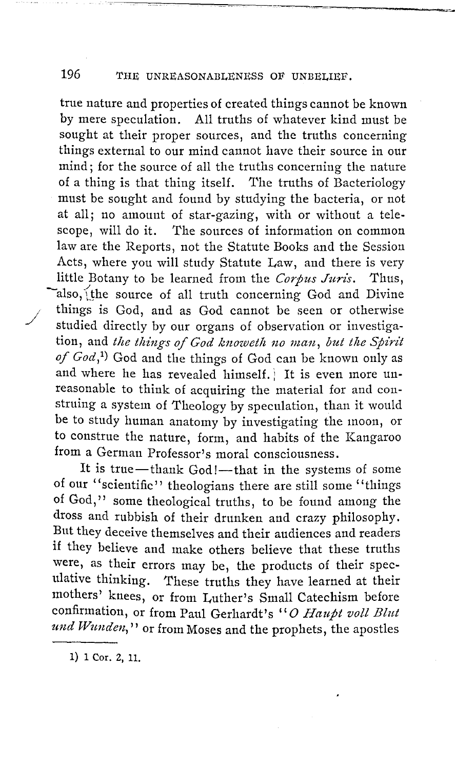true nature and properties of created things cannot be known by mere speculation. All truths of whatever kind must be sought at their proper sources, and the truths concerning things external to our mind cannot have their source in our mind; for the source of all the truths concerning the nature of a thing is that thing itself. The truths of Bacteriology must be sought and found by studying the bacteria, or not at all; no amount of star-gazing, with or without a telescope, will do it. The sources of information on common law are the Reports, not the Statute Books and the Session Acts, where you will study Statute Law, and there is very little Botany to be learned from the *Corpus Juris*. Thus, also, the source of all truth concerning God and Divine things is God, and as God cannot be seen or otherwise studied directly by our organs of observation or investigation, and *the things of God knoweth no man, but the Spirit of God*,[1] God and the things of God can be known only as and where he has revealed himself. It is even more unreasonable to think of acquiring the material for and construing a system of Theology by speculation, than it would be to study human anatomy by investigating the moon, or to construe the nature, form, and habits of the Kangaroo from a German Professor's moral consciousness.

It is true—thank God!—that in the systems of some of our "scientific" theologians there are still some "things of God," some theological truths, to be found among the dross and rubbish of their drunken and crazy philosophy. But they deceive themselves and their audiences and readers if they believe and make others believe that these truths were, as their errors may be, the products of their speculative thinking. These truths they have learned at their mothers' knees, or from Luther's Small Catechism before confirmation, or from Paul Gerhardt's "*O Haupt voll Blut und Wunden*," or from Moses and the prophets, the apostles

---

1) 1 Cor. 2, 11.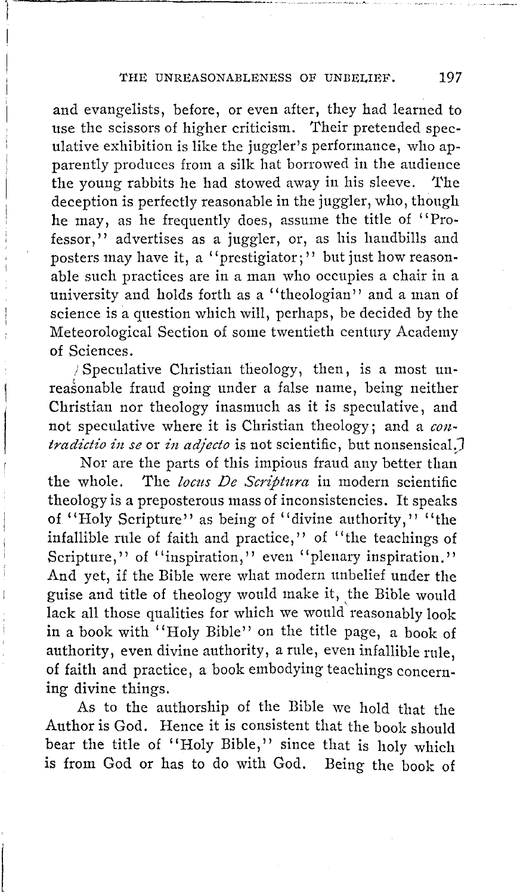and evangelists, before, or even after, they had learned to use the scissors of higher criticism. Their pretended speculative exhibition is like the juggler's performance, who apparently produces from a silk hat borrowed in the audience the young rabbits he had stowed away in his sleeve. The deception is perfectly reasonable in the juggler, who, though he may, as he frequently does, assume the title of "Professor," advertises as a juggler, or, as his handbills and posters may have it, a "prestigiator;" but just how reasonable such practices are in a man who occupies a chair in a university and holds forth as a "theologian" and a man of science is a question which will, perhaps, be decided by the Meteorological Section of some twentieth century Academy of Sciences.

Speculative Christian theology, then, is a most unreasonable fraud going under a false name, being neither Christian nor theology inasmuch as it is speculative, and not speculative where it is Christian theology; and a *contradictio in se* or *in adjecto* is not scientific, but nonsensical.

Nor are the parts of this impious fraud any better than the whole. The *locus De Scriptura* in modern scientific theology is a preposterous mass of inconsistencies. It speaks of "Holy Scripture" as being of "divine authority," "the infallible rule of faith and practice," of "the teachings of Scripture," of "inspiration," even "plenary inspiration." And yet, if the Bible were what modern unbelief under the guise and title of theology would make it, the Bible would lack all those qualities for which we would reasonably look in a book with "Holy Bible" on the title page, a book of authority, even divine authority, a rule, even infallible rule, of faith and practice, a book embodying teachings concerning divine things.

As to the authorship of the Bible we hold that the Author is God. Hence it is consistent that the book should bear the title of "Holy Bible," since that is holy which is from God or has to do with God. Being the book of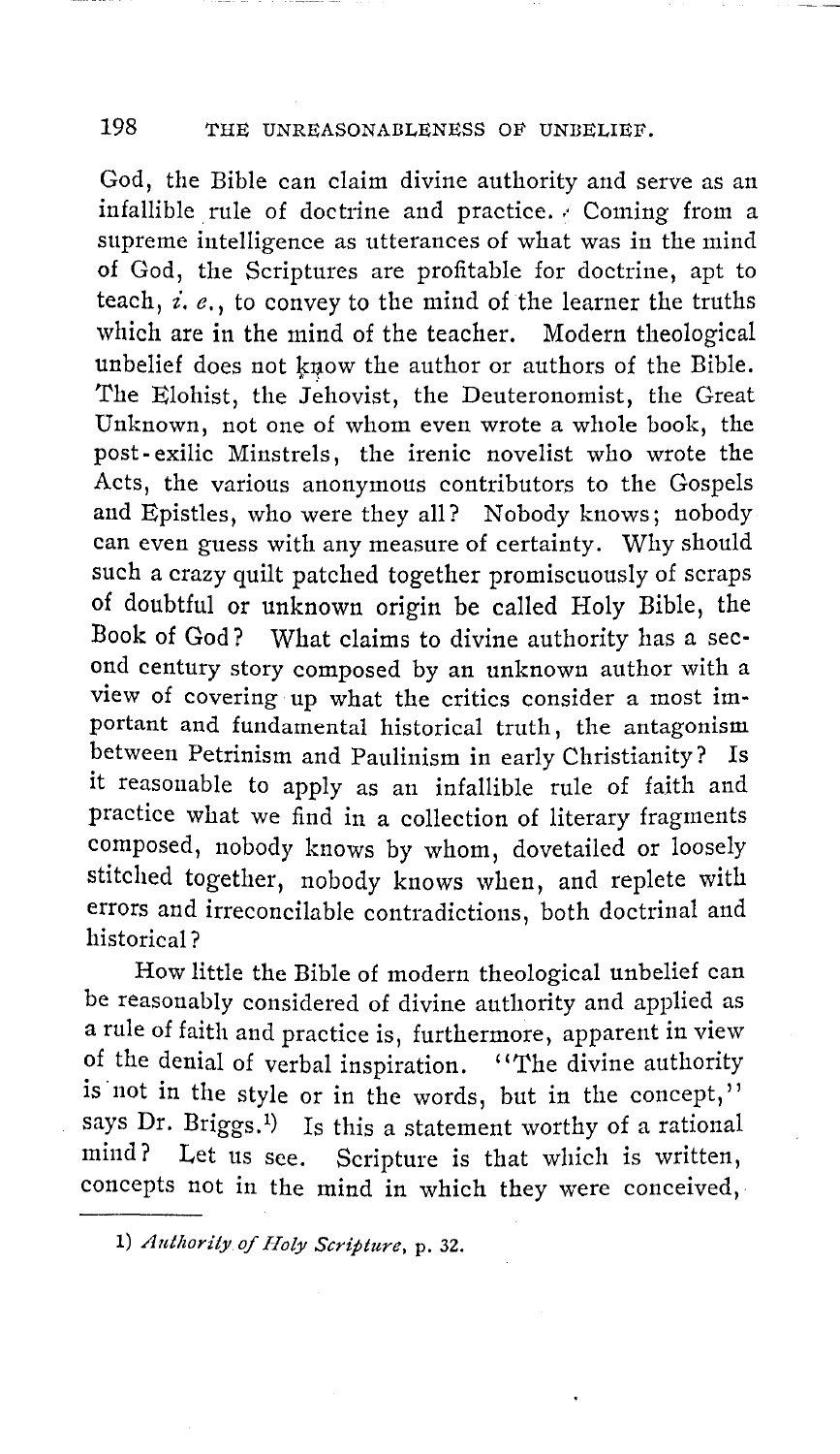God, the Bible can claim divine authority and serve as an infallible rule of doctrine and practice. Coming from a supreme intelligence as utterances of what was in the mind of God, the Scriptures are profitable for doctrine, apt to teach, *i. e.*, to convey to the mind of the learner the truths which are in the mind of the teacher. Modern theological unbelief does not know the author or authors of the Bible. The Elohist, the Jehovist, the Deuteronomist, the Great Unknown, not one of whom even wrote a whole book, the post-exilic Minstrels, the irenic novelist who wrote the Acts, the various anonymous contributors to the Gospels and Epistles, who were they all? Nobody knows; nobody can even guess with any measure of certainty. Why should such a crazy quilt patched together promiscuously of scraps of doubtful or unknown origin be called Holy Bible, the Book of God? What claims to divine authority has a second century story composed by an unknown author with a view of covering up what the critics consider a most important and fundamental historical truth, the antagonism between Petrinism and Paulinism in early Christianity? Is it reasonable to apply as an infallible rule of faith and practice what we find in a collection of literary fragments composed, nobody knows by whom, dovetailed or loosely stitched together, nobody knows when, and replete with errors and irreconcilable contradictions, both doctrinal and historical?

How little the Bible of modern theological unbelief can be reasonably considered of divine authority and applied as a rule of faith and practice is, furthermore, apparent in view of the denial of verbal inspiration. "The divine authority is not in the style or in the words, but in the concept," says Dr. Briggs.[1] Is this a statement worthy of a rational mind? Let us see. Scripture is that which is written, concepts not in the mind in which they were conceived,

---

1) *Authority of Holy Scripture*, p. 32.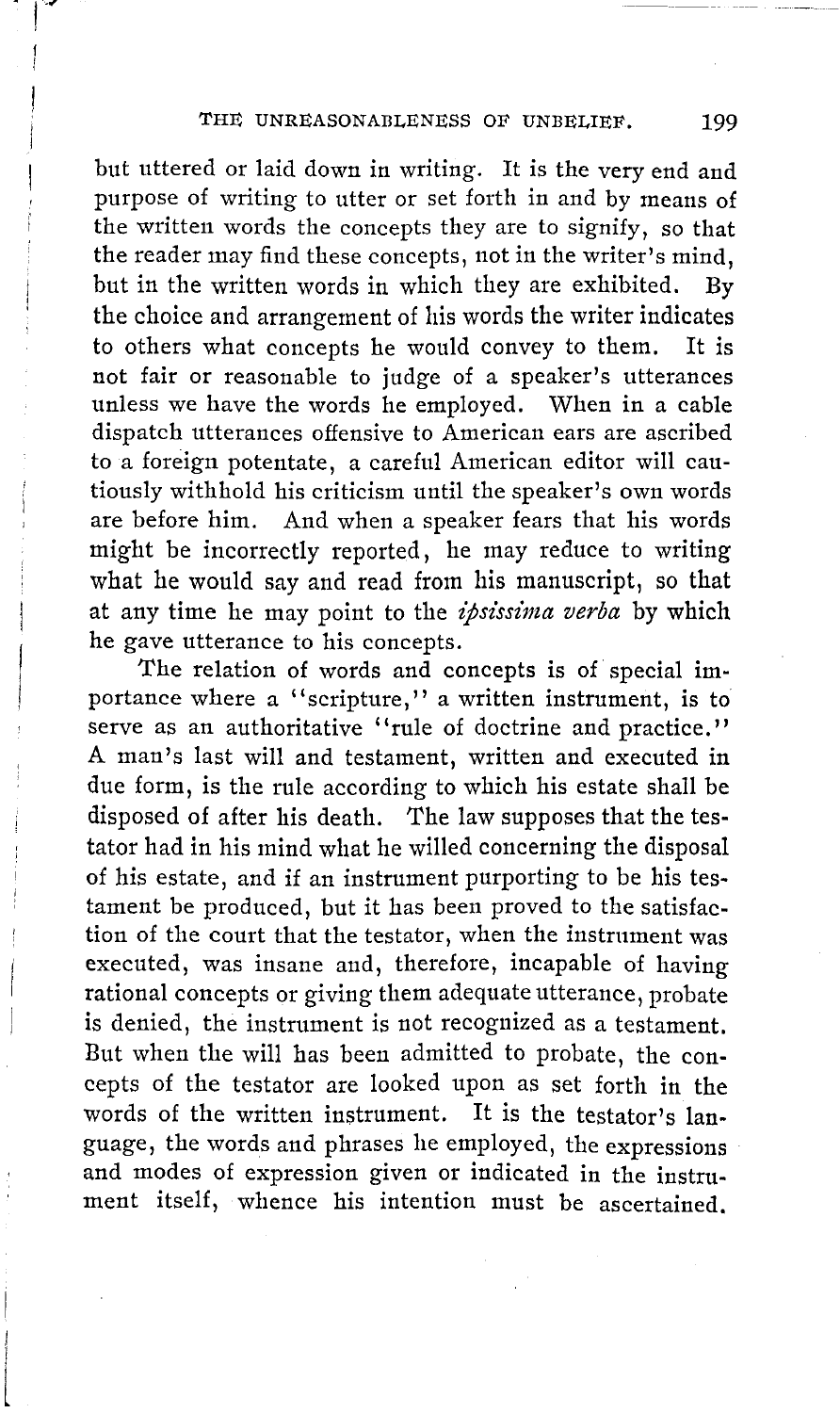but uttered or laid down in writing. It is the very end and purpose of writing to utter or set forth in and by means of the written words the concepts they are to signify, so that the reader may find these concepts, not in the writer's mind, but in the written words in which they are exhibited. By the choice and arrangement of his words the writer indicates to others what concepts he would convey to them. It is not fair or reasonable to judge of a speaker's utterances unless we have the words he employed. When in a cable dispatch utterances offensive to American ears are ascribed to a foreign potentate, a careful American editor will cautiously withhold his criticism until the speaker's own words are before him. And when a speaker fears that his words might be incorrectly reported, he may reduce to writing what he would say and read from his manuscript, so that at any time he may point to the *ipsissima verba* by which he gave utterance to his concepts.

The relation of words and concepts is of special importance where a "scripture," a written instrument, is to serve as an authoritative "rule of doctrine and practice." A man's last will and testament, written and executed in due form, is the rule according to which his estate shall be disposed of after his death. The law supposes that the testator had in his mind what he willed concerning the disposal of his estate, and if an instrument purporting to be his testament be produced, but it has been proved to the satisfaction of the court that the testator, when the instrument was executed, was insane and, therefore, incapable of having rational concepts or giving them adequate utterance, probate is denied, the instrument is not recognized as a testament. But when the will has been admitted to probate, the concepts of the testator are looked upon as set forth in the words of the written instrument. It is the testator's language, the words and phrases he employed, the expressions and modes of expression given or indicated in the instrument itself, whence his intention must be ascertained.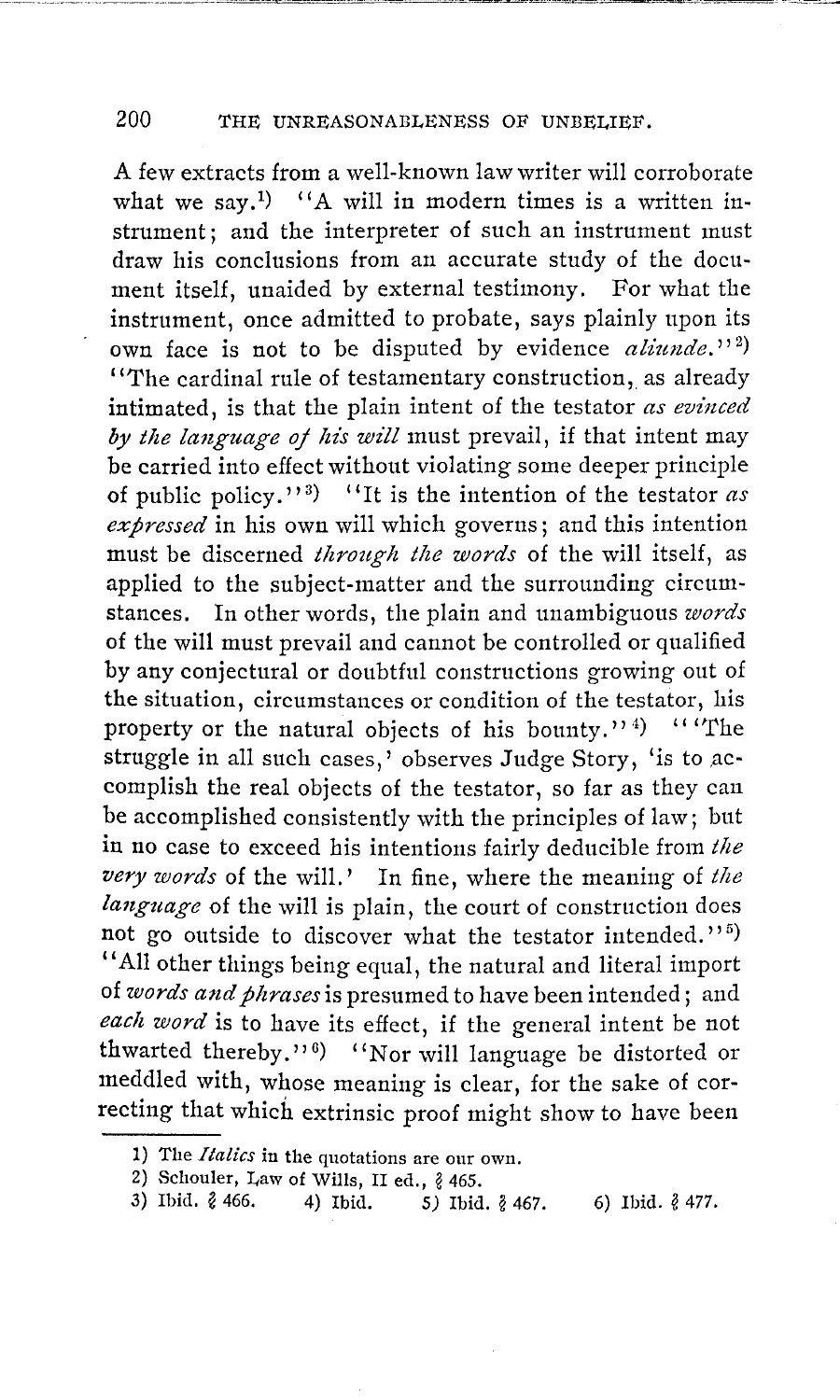A few extracts from a well-known law writer will corroborate what we say.[1] "A will in modern times is a written instrument; and the interpreter of such an instrument must draw his conclusions from an accurate study of the document itself, unaided by external testimony. For what the instrument, once admitted to probate, says plainly upon its own face is not to be disputed by evidence *aliunde*."[2] "The cardinal rule of testamentary construction, as already intimated, is that the plain intent of the testator *as evinced by the language of his will* must prevail, if that intent may be carried into effect without violating some deeper principle of public policy."[3] "It is the intention of the testator *as expressed* in his own will which governs; and this intention must be discerned *through the words* of the will itself, as applied to the subject-matter and the surrounding circumstances. In other words, the plain and unambiguous *words* of the will must prevail and cannot be controlled or qualified by any conjectural or doubtful constructions growing out of the situation, circumstances or condition of the testator, his property or the natural objects of his bounty."[4] "'The struggle in all such cases,' observes Judge Story, 'is to accomplish the real objects of the testator, so far as they can be accomplished consistently with the principles of law; but in no case to exceed his intentions fairly deducible from *the very words* of the will.' In fine, where the meaning of *the language* of the will is plain, the court of construction does not go outside to discover what the testator intended."[5] "All other things being equal, the natural and literal import of *words and phrases* is presumed to have been intended; and *each word* is to have its effect, if the general intent be not thwarted thereby."[6] "Nor will language be distorted or meddled with, whose meaning is clear, for the sake of correcting that which extrinsic proof might show to have been

---

1) The *Italics* in the quotations are our own.

2) Schouler, Law of Wills, II ed., § 465.

3) Ibid. § 466. 4) Ibid. 5) Ibid. § 467. 6) Ibid. § 477.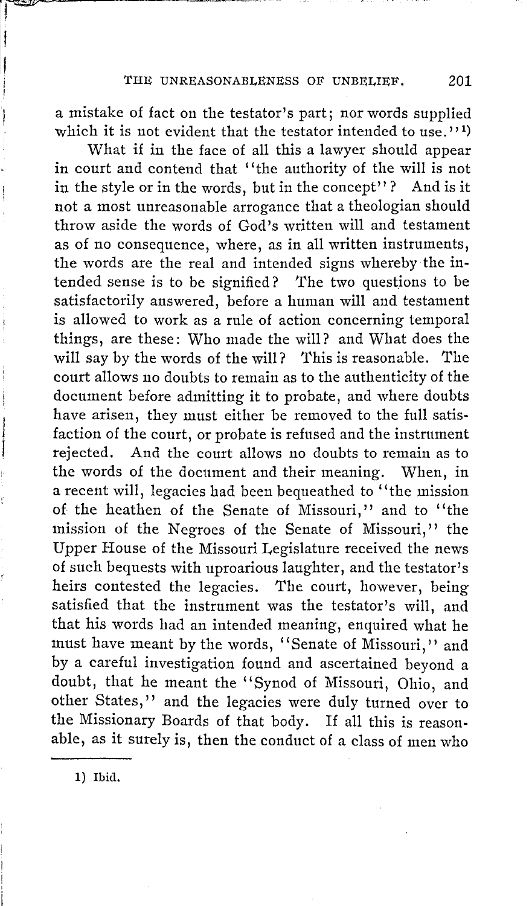a mistake of fact on the testator's part; nor words supplied which it is not evident that the testator intended to use."[1]

What if in the face of all this a lawyer should appear in court and contend that "the authority of the will is not in the style or in the words, but in the concept"? And is it not a most unreasonable arrogance that a theologian should throw aside the words of God's written will and testament as of no consequence, where, as in all written instruments, the words are the real and intended signs whereby the intended sense is to be signified? The two questions to be satisfactorily answered, before a human will and testament is allowed to work as a rule of action concerning temporal things, are these: Who made the will? and What does the will say by the words of the will? This is reasonable. The court allows no doubts to remain as to the authenticity of the document before admitting it to probate, and where doubts have arisen, they must either be removed to the full satisfaction of the court, or probate is refused and the instrument rejected. And the court allows no doubts to remain as to the words of the document and their meaning. When, in a recent will, legacies had been bequeathed to "the mission of the heathen of the Senate of Missouri," and to "the mission of the Negroes of the Senate of Missouri," the Upper House of the Missouri Legislature received the news of such bequests with uproarious laughter, and the testator's heirs contested the legacies. The court, however, being satisfied that the instrument was the testator's will, and that his words had an intended meaning, enquired what he must have meant by the words, "Senate of Missouri," and by a careful investigation found and ascertained beyond a doubt, that he meant the "Synod of Missouri, Ohio, and other States," and the legacies were duly turned over to the Missionary Boards of that body. If all this is reasonable, as it surely is, then the conduct of a class of men who

---

1) Ibid.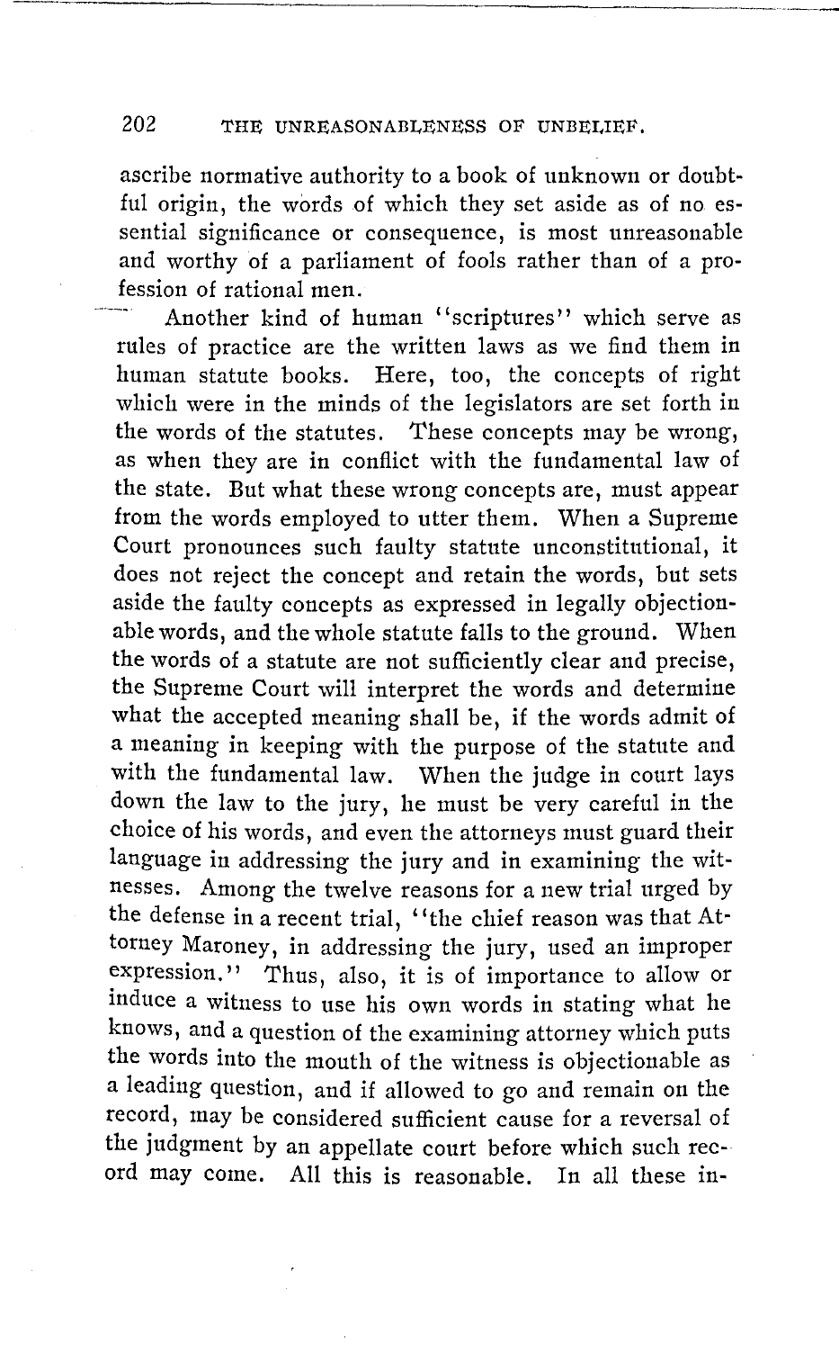ascribe normative authority to a book of unknown or doubtful origin, the words of which they set aside as of no essential significance or consequence, is most unreasonable and worthy of a parliament of fools rather than of a profession of rational men.

Another kind of human "scriptures" which serve as rules of practice are the written laws as we find them in human statute books. Here, too, the concepts of right which were in the minds of the legislators are set forth in the words of the statutes. These concepts may be wrong, as when they are in conflict with the fundamental law of the state. But what these wrong concepts are, must appear from the words employed to utter them. When a Supreme Court pronounces such faulty statute unconstitutional, it does not reject the concept and retain the words, but sets aside the faulty concepts as expressed in legally objectionable words, and the whole statute falls to the ground. When the words of a statute are not sufficiently clear and precise, the Supreme Court will interpret the words and determine what the accepted meaning shall be, if the words admit of a meaning in keeping with the purpose of the statute and with the fundamental law. When the judge in court lays down the law to the jury, he must be very careful in the choice of his words, and even the attorneys must guard their language in addressing the jury and in examining the witnesses. Among the twelve reasons for a new trial urged by the defense in a recent trial, "the chief reason was that Attorney Maroney, in addressing the jury, used an improper expression." Thus, also, it is of importance to allow or induce a witness to use his own words in stating what he knows, and a question of the examining attorney which puts the words into the mouth of the witness is objectionable as a leading question, and if allowed to go and remain on the record, may be considered sufficient cause for a reversal of the judgment by an appellate court before which such record may come. All this is reasonable. In all these in-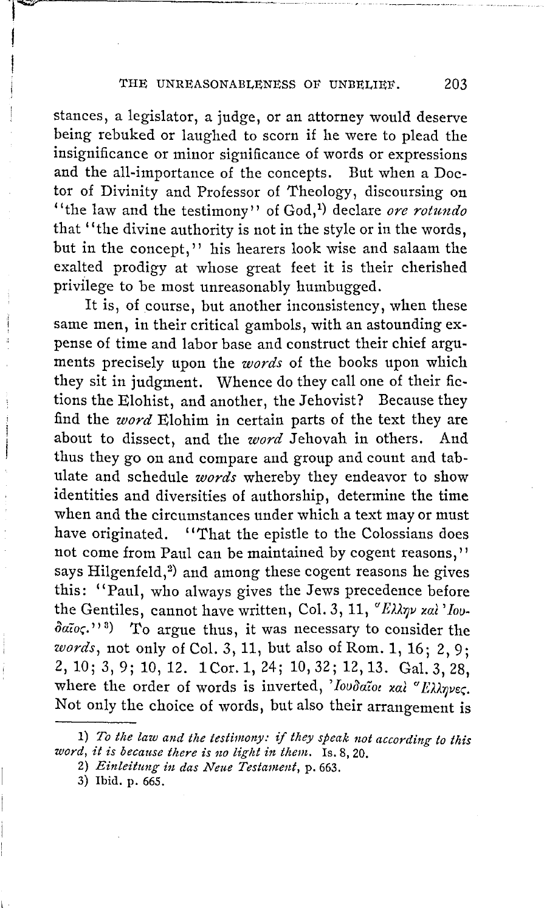stances, a legislator, a judge, or an attorney would deserve being rebuked or laughed to scorn if he were to plead the insignificance or minor significance of words or expressions and the all-importance of the concepts. But when a Doctor of Divinity and Professor of Theology, discoursing on "the law and the testimony" of God,[1] declare *ore rotundo* that "the divine authority is not in the style or in the words, but in the concept," his hearers look wise and salaam the exalted prodigy at whose great feet it is their cherished privilege to be most unreasonably humbugged.

It is, of course, but another inconsistency, when these same men, in their critical gambols, with an astounding expense of time and labor base and construct their chief arguments precisely upon the *words* of the books upon which they sit in judgment. Whence do they call one of their fictions the Elohist, and another, the Jehovist? Because they find the *word* Elohim in certain parts of the text they are about to dissect, and the *word* Jehovah in others. And thus they go on and compare and group and count and tabulate and schedule *words* whereby they endeavor to show identities and diversities of authorship, determine the time when and the circumstances under which a text may or must have originated. "That the epistle to the Colossians does not come from Paul can be maintained by cogent reasons," says Hilgenfeld,[2] and among these cogent reasons he gives this: "Paul, who always gives the Jews precedence before the Gentiles, cannot have written, Col. 3, 11, Ἕλλην καὶ Ἰουδαῖος."[3] To argue thus, it was necessary to consider the *words*, not only of Col. 3, 11, but also of Rom. 1, 16; 2, 9; 2, 10; 3, 9; 10, 12. 1 Cor. 1, 24; 10, 32; 12, 13. Gal. 3, 28, where the order of words is inverted, Ἰουδαῖοι καὶ Ἕλληνες. Not only the choice of words, but also their arrangement is

---

1) *To the law and the testimony: if they speak not according to this word, it is because there is no light in them.* Is. 8, 20.

2) *Einleitung in das Neue Testament*, p. 663.

3) Ibid. p. 665.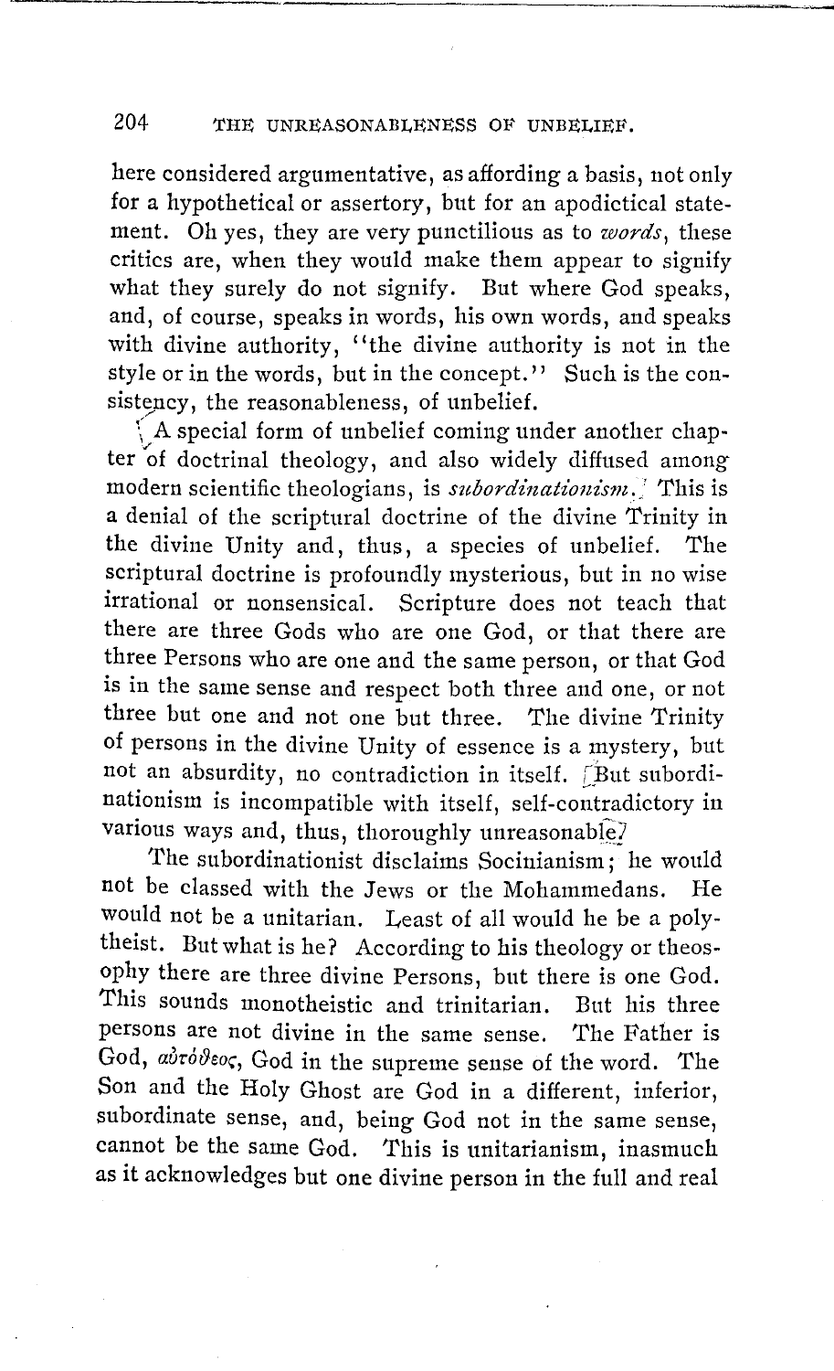here considered argumentative, as affording a basis, not only for a hypothetical or assertory, but for an apodictical statement. Oh yes, they are very punctilious as to *words*, these critics are, when they would make them appear to signify what they surely do not signify. But where God speaks, and, of course, speaks in words, his own words, and speaks with divine authority, "the divine authority is not in the style or in the words, but in the concept." Such is the consistency, the reasonableness, of unbelief.

A special form of unbelief coming under another chapter of doctrinal theology, and also widely diffused among modern scientific theologians, is *subordinationism*. This is a denial of the scriptural doctrine of the divine Trinity in the divine Unity and, thus, a species of unbelief. The scriptural doctrine is profoundly mysterious, but in no wise irrational or nonsensical. Scripture does not teach that there are three Gods who are one God, or that there are three Persons who are one and the same person, or that God is in the same sense and respect both three and one, or not three but one and not one but three. The divine Trinity of persons in the divine Unity of essence is a mystery, but not an absurdity, no contradiction in itself. But subordinationism is incompatible with itself, self-contradictory in various ways and, thus, thoroughly unreasonable.

The subordinationist disclaims Socinianism; he would not be classed with the Jews or the Mohammedans. He would not be a unitarian. Least of all would he be a polytheist. But what is he? According to his theology or theosophy there are three divine Persons, but there is one God. This sounds monotheistic and trinitarian. But his three persons are not divine in the same sense. The Father is God, αὐτόθεος, God in the supreme sense of the word. The Son and the Holy Ghost are God in a different, inferior, subordinate sense, and, being God not in the same sense, cannot be the same God. This is unitarianism, inasmuch as it acknowledges but one divine person in the full and real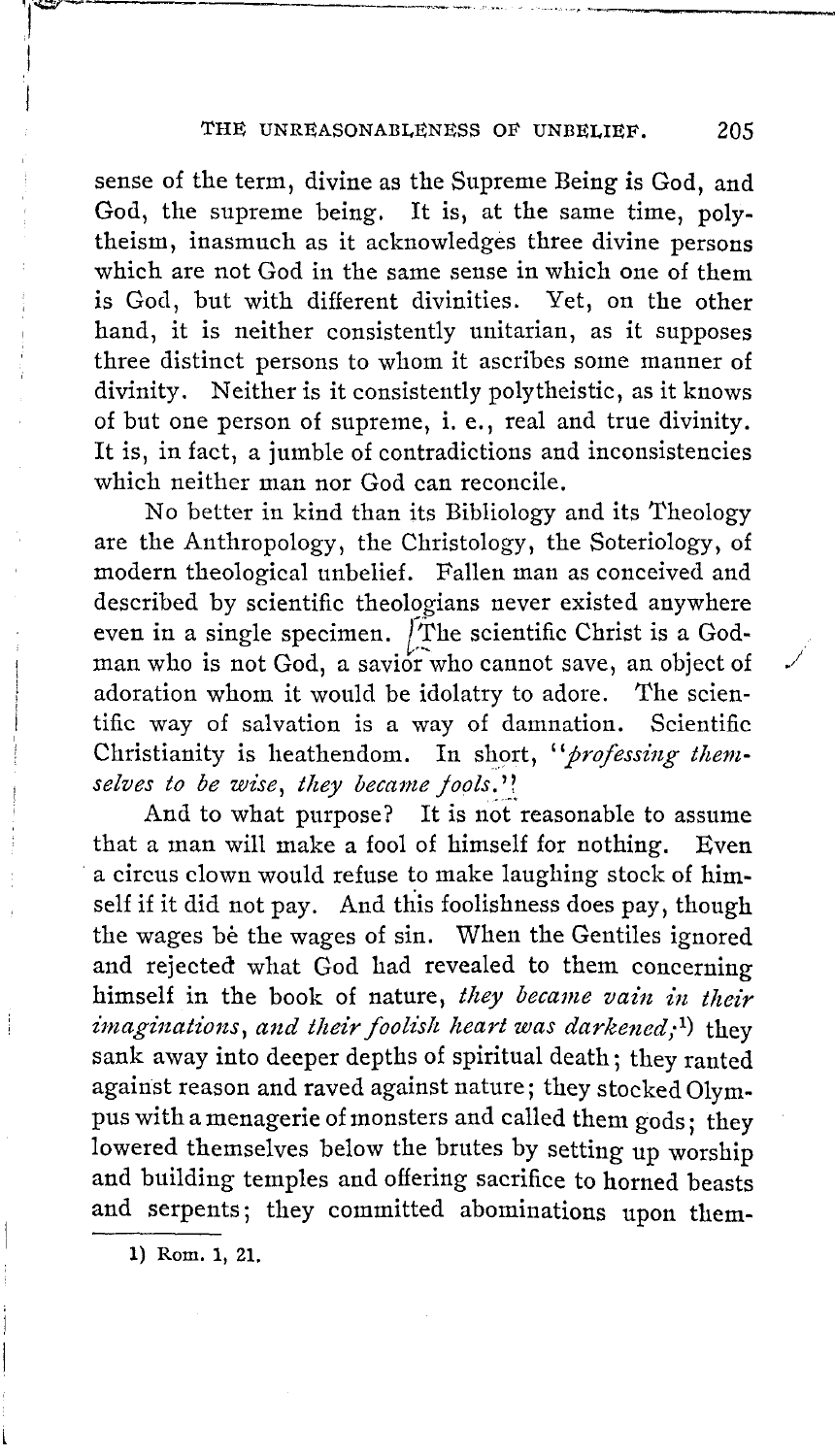sense of the term, divine as the Supreme Being is God, and God, the supreme being. It is, at the same time, polytheism, inasmuch as it acknowledges three divine persons which are not God in the same sense in which one of them is God, but with different divinities. Yet, on the other hand, it is neither consistently unitarian, as it supposes three distinct persons to whom it ascribes some manner of divinity. Neither is it consistently polytheistic, as it knows of but one person of supreme, i. e., real and true divinity. It is, in fact, a jumble of contradictions and inconsistencies which neither man nor God can reconcile.

No better in kind than its Bibliology and its Theology are the Anthropology, the Christology, the Soteriology, of modern theological unbelief. Fallen man as conceived and described by scientific theologians never existed anywhere even in a single specimen. The scientific Christ is a God-man who is not God, a savior who cannot save, an object of adoration whom it would be idolatry to adore. The scientific way of salvation is a way of damnation. Scientific Christianity is heathendom. In short, "*professing themselves to be wise, they became fools.*"

And to what purpose? It is not reasonable to assume that a man will make a fool of himself for nothing. Even a circus clown would refuse to make laughing stock of himself if it did not pay. And this foolishness does pay, though the wages be the wages of sin. When the Gentiles ignored and rejected what God had revealed to them concerning himself in the book of nature, *they became vain in their imaginations, and their foolish heart was darkened;*[1]) they sank away into deeper depths of spiritual death; they ranted against reason and raved against nature; they stocked Olympus with a menagerie of monsters and called them gods; they lowered themselves below the brutes by setting up worship and building temples and offering sacrifice to horned beasts and serpents; they committed abominations upon them-

1) Rom. 1, 21.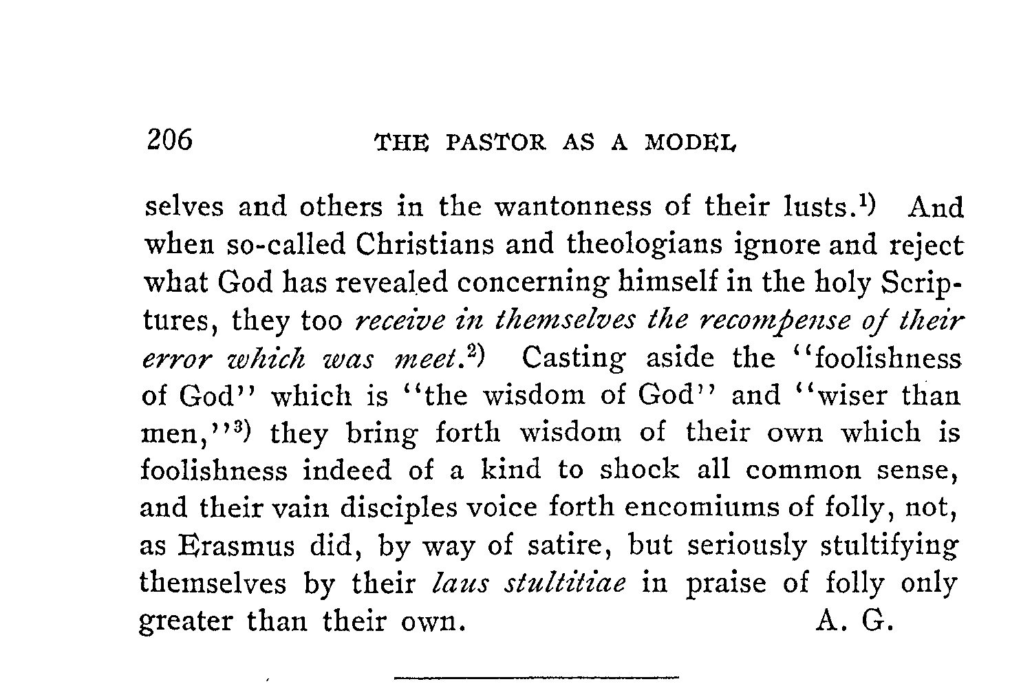selves and others in the wantonness of their lusts.[1] And when so-called Christians and theologians ignore and reject what God has revealed concerning himself in the holy Scriptures, they too *receive in themselves the recompense of their error which was meet.*[2] Casting aside the "foolishness of God" which is "the wisdom of God" and "wiser than men,"[3] they bring forth wisdom of their own which is foolishness indeed of a kind to shock all common sense, and their vain disciples voice forth encomiums of folly, not, as Erasmus did, by way of satire, but seriously stultifying themselves by their *laus stultitiae* in praise of folly only greater than their own.

A. G.

---